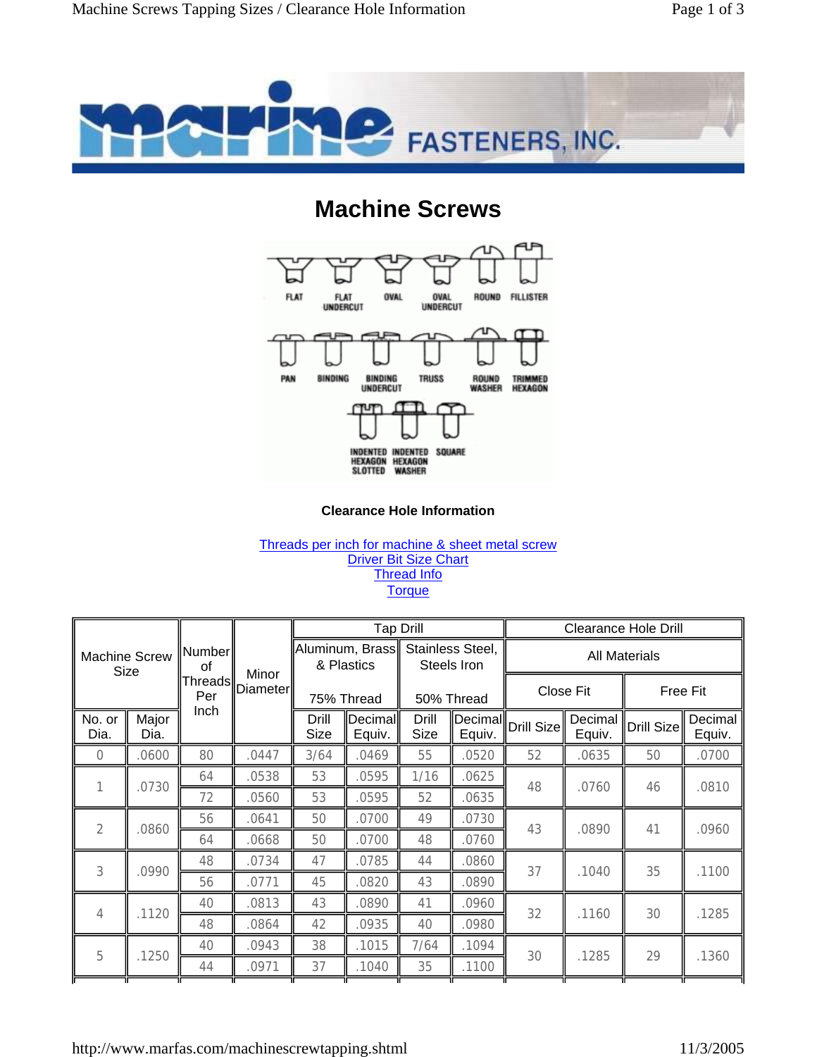# Machine Screws

FLAT, FLAT UNDERCUT, OVAL, OVAL UNDERCUT, ROUND, FILLISTER

PAN, BINDING, BINDING UNDERCUT, TRUSS, ROUND WASHER, TRIMMED HEXAGON

INDENTED HEXAGON SLOTTED, INDENTED HEXAGON WASHER, SQUARE

**Clearance Hole Information**

Threads per inch for machine & sheet metal screw
Driver Bit Size Chart
Thread Info
Torque

| Machine Screw Size | | Number of Threads Per Inch | Minor Diameter | Tap Drill | | | | Clearance Hole Drill | | | |
|---|---|---|---|---|---|---|---|---|---|---|---|
| | | | | Aluminum, Brass & Plastics 75% Thread | | Stainless Steel, Steels Iron 50% Thread | | All Materials | | | |
| | | | | | | | | Close Fit | | Free Fit | |
| No. or Dia. | Major Dia. | | | Drill Size | Decimal Equiv. | Drill Size | Decimal Equiv. | Drill Size | Decimal Equiv. | Drill Size | Decimal Equiv. |
| 0 | .0600 | 80 | .0447 | 3/64 | .0469 | 55 | .0520 | 52 | .0635 | 50 | .0700 |
| 1 | .0730 | 64 | .0538 | 53 | .0595 | 1/16 | .0625 | 48 | .0760 | 46 | .0810 |
| | | 72 | .0560 | 53 | .0595 | 52 | .0635 | | | | |
| 2 | .0860 | 56 | .0641 | 50 | .0700 | 49 | .0730 | 43 | .0890 | 41 | .0960 |
| | | 64 | .0668 | 50 | .0700 | 48 | .0760 | | | | |
| 3 | .0990 | 48 | .0734 | 47 | .0785 | 44 | .0860 | 37 | .1040 | 35 | .1100 |
| | | 56 | .0771 | 45 | .0820 | 43 | .0890 | | | | |
| 4 | .1120 | 40 | .0813 | 43 | .0890 | 41 | .0960 | 32 | .1160 | 30 | .1285 |
| | | 48 | .0864 | 42 | .0935 | 40 | .0980 | | | | |
| 5 | .1250 | 40 | .0943 | 38 | .1015 | 7/64 | .1094 | 30 | .1285 | 29 | .1360 |
| | | 44 | .0971 | 37 | .1040 | 35 | .1100 | | | | |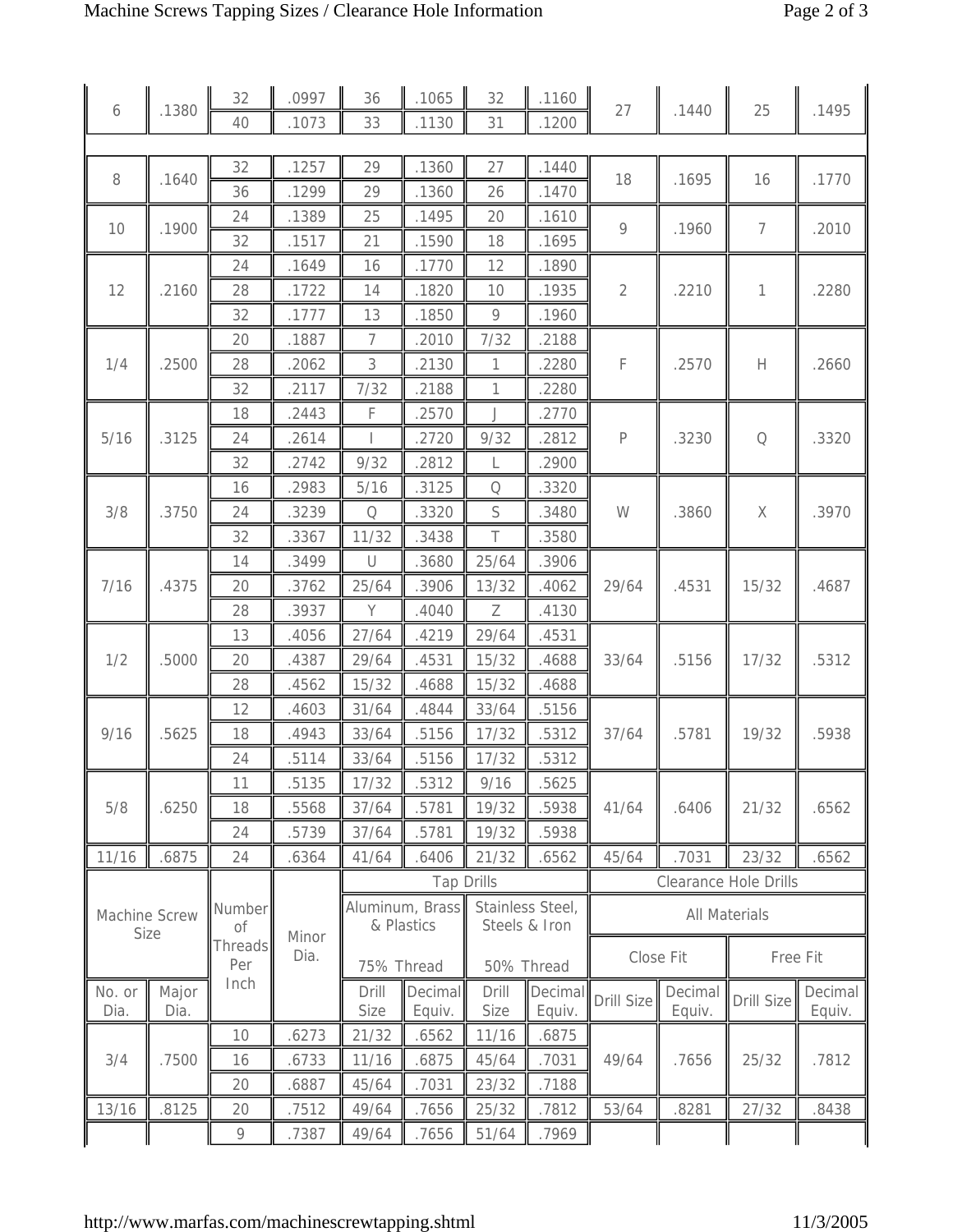| Machine Screw Size | | Number of Threads Per Inch | Minor Dia. | Tap Drills | | | | Clearance Hole Drills | | | |
|---|---|---|---|---|---|---|---|---|---|---|---|
| | | | | Aluminum, Brass & Plastics | | Stainless Steel, Steels & Iron | | All Materials | | | |
| | | | | 75% Thread | | 50% Thread | | Close Fit | | Free Fit | |
| No. or Dia. | Major Dia. | | | Drill Size | Decimal Equiv. | Drill Size | Decimal Equiv. | Drill Size | Decimal Equiv. | Drill Size | Decimal Equiv. |
| 6 | .1380 | 32 | .0997 | 36 | .1065 | 32 | .1160 | 27 | .1440 | 25 | .1495 |
| | | 40 | .1073 | 33 | .1130 | 31 | .1200 | | | | |
| 8 | .1640 | 32 | .1257 | 29 | .1360 | 27 | .1440 | 18 | .1695 | 16 | .1770 |
| | | 36 | .1299 | 29 | .1360 | 26 | .1470 | | | | |
| 10 | .1900 | 24 | .1389 | 25 | .1495 | 20 | .1610 | 9 | .1960 | 7 | .2010 |
| | | 32 | .1517 | 21 | .1590 | 18 | .1695 | | | | |
| 12 | .2160 | 24 | .1649 | 16 | .1770 | 12 | .1890 | 2 | .2210 | 1 | .2280 |
| | | 28 | .1722 | 14 | .1820 | 10 | .1935 | | | | |
| | | 32 | .1777 | 13 | .1850 | 9 | .1960 | | | | |
| 1/4 | .2500 | 20 | .1887 | 7 | .2010 | 7/32 | .2188 | F | .2570 | H | .2660 |
| | | 28 | .2062 | 3 | .2130 | 1 | .2280 | | | | |
| | | 32 | .2117 | 7/32 | .2188 | 1 | .2280 | | | | |
| 5/16 | .3125 | 18 | .2443 | F | .2570 | J | .2770 | P | .3230 | Q | .3320 |
| | | 24 | .2614 | I | .2720 | 9/32 | .2812 | | | | |
| | | 32 | .2742 | 9/32 | .2812 | L | .2900 | | | | |
| 3/8 | .3750 | 16 | .2983 | 5/16 | .3125 | Q | .3320 | W | .3860 | X | .3970 |
| | | 24 | .3239 | Q | .3320 | S | .3480 | | | | |
| | | 32 | .3367 | 11/32 | .3438 | T | .3580 | | | | |
| 7/16 | .4375 | 14 | .3499 | U | .3680 | 25/64 | .3906 | 29/64 | .4531 | 15/32 | .4687 |
| | | 20 | .3762 | 25/64 | .3906 | 13/32 | .4062 | | | | |
| | | 28 | .3937 | Y | .4040 | Z | .4130 | | | | |
| 1/2 | .5000 | 13 | .4056 | 27/64 | .4219 | 29/64 | .4531 | 33/64 | .5156 | 17/32 | .5312 |
| | | 20 | .4387 | 29/64 | .4531 | 15/32 | .4688 | | | | |
| | | 28 | .4562 | 15/32 | .4688 | 15/32 | .4688 | | | | |
| 9/16 | .5625 | 12 | .4603 | 31/64 | .4844 | 33/64 | .5156 | 37/64 | .5781 | 19/32 | .5938 |
| | | 18 | .4943 | 33/64 | .5156 | 17/32 | .5312 | | | | |
| | | 24 | .5114 | 33/64 | .5156 | 17/32 | .5312 | | | | |
| 5/8 | .6250 | 11 | .5135 | 17/32 | .5312 | 9/16 | .5625 | 41/64 | .6406 | 21/32 | .6562 |
| | | 18 | .5568 | 37/64 | .5781 | 19/32 | .5938 | | | | |
| | | 24 | .5739 | 37/64 | .5781 | 19/32 | .5938 | | | | |
| 11/16 | .6875 | 24 | .6364 | 41/64 | .6406 | 21/32 | .6562 | 45/64 | .7031 | 23/32 | .6562 |
| 3/4 | .7500 | 10 | .6273 | 21/32 | .6562 | 11/16 | .6875 | 49/64 | .7656 | 25/32 | .7812 |
| | | 16 | .6733 | 11/16 | .6875 | 45/64 | .7031 | | | | |
| | | 20 | .6887 | 45/64 | .7031 | 23/32 | .7188 | | | | |
| 13/16 | .8125 | 20 | .7512 | 49/64 | .7656 | 25/32 | .7812 | 53/64 | .8281 | 27/32 | .8438 |
| | | 9 | .7387 | 49/64 | .7656 | 51/64 | .7969 | | | | |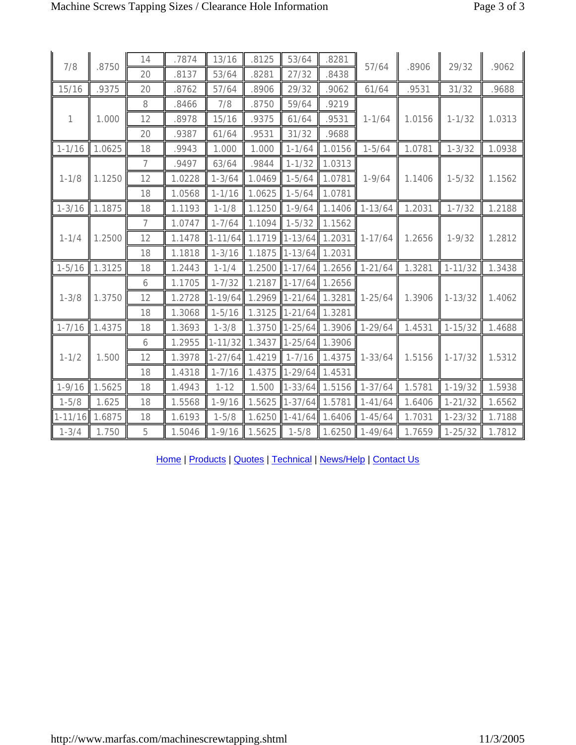| | | | | | | | | | | | |
|---|---|---|---|---|---|---|---|---|---|---|---|
| 7/8 | .8750 | 14 | .7874 | 13/16 | .8125 | 53/64 | .8281 | 57/64 | .8906 | 29/32 | .9062 |
| | | 20 | .8137 | 53/64 | .8281 | 27/32 | .8438 | | | | |
| 15/16 | .9375 | 20 | .8762 | 57/64 | .8906 | 29/32 | .9062 | 61/64 | .9531 | 31/32 | .9688 |
| 1 | 1.000 | 8 | .8466 | 7/8 | .8750 | 59/64 | .9219 | 1-1/64 | 1.0156 | 1-1/32 | 1.0313 |
| | | 12 | .8978 | 15/16 | .9375 | 61/64 | .9531 | | | | |
| | | 20 | .9387 | 61/64 | .9531 | 31/32 | .9688 | | | | |
| 1-1/16 | 1.0625 | 18 | .9943 | 1.000 | 1.000 | 1-1/64 | 1.0156 | 1-5/64 | 1.0781 | 1-3/32 | 1.0938 |
| 1-1/8 | 1.1250 | 7 | .9497 | 63/64 | .9844 | 1-1/32 | 1.0313 | 1-9/64 | 1.1406 | 1-5/32 | 1.1562 |
| | | 12 | 1.0228 | 1-3/64 | 1.0469 | 1-5/64 | 1.0781 | | | | |
| | | 18 | 1.0568 | 1-1/16 | 1.0625 | 1-5/64 | 1.0781 | | | | |
| 1-3/16 | 1.1875 | 18 | 1.1193 | 1-1/8 | 1.1250 | 1-9/64 | 1.1406 | 1-13/64 | 1.2031 | 1-7/32 | 1.2188 |
| 1-1/4 | 1.2500 | 7 | 1.0747 | 1-7/64 | 1.1094 | 1-5/32 | 1.1562 | 1-17/64 | 1.2656 | 1-9/32 | 1.2812 |
| | | 12 | 1.1478 | 1-11/64 | 1.1719 | 1-13/64 | 1.2031 | | | | |
| | | 18 | 1.1818 | 1-3/16 | 1.1875 | 1-13/64 | 1.2031 | | | | |
| 1-5/16 | 1.3125 | 18 | 1.2443 | 1-1/4 | 1.2500 | 1-17/64 | 1.2656 | 1-21/64 | 1.3281 | 1-11/32 | 1.3438 |
| 1-3/8 | 1.3750 | 6 | 1.1705 | 1-7/32 | 1.2187 | 1-17/64 | 1.2656 | 1-25/64 | 1.3906 | 1-13/32 | 1.4062 |
| | | 12 | 1.2728 | 1-19/64 | 1.2969 | 1-21/64 | 1.3281 | | | | |
| | | 18 | 1.3068 | 1-5/16 | 1.3125 | 1-21/64 | 1.3281 | | | | |
| 1-7/16 | 1.4375 | 18 | 1.3693 | 1-3/8 | 1.3750 | 1-25/64 | 1.3906 | 1-29/64 | 1.4531 | 1-15/32 | 1.4688 |
| 1-1/2 | 1.500 | 6 | 1.2955 | 1-11/32 | 1.3437 | 1-25/64 | 1.3906 | 1-33/64 | 1.5156 | 1-17/32 | 1.5312 |
| | | 12 | 1.3978 | 1-27/64 | 1.4219 | 1-7/16 | 1.4375 | | | | |
| | | 18 | 1.4318 | 1-7/16 | 1.4375 | 1-29/64 | 1.4531 | | | | |
| 1-9/16 | 1.5625 | 18 | 1.4943 | 1-12 | 1.500 | 1-33/64 | 1.5156 | 1-37/64 | 1.5781 | 1-19/32 | 1.5938 |
| 1-5/8 | 1.625 | 18 | 1.5568 | 1-9/16 | 1.5625 | 1-37/64 | 1.5781 | 1-41/64 | 1.6406 | 1-21/32 | 1.6562 |
| 1-11/16 | 1.6875 | 18 | 1.6193 | 1-5/8 | 1.6250 | 1-41/64 | 1.6406 | 1-45/64 | 1.7031 | 1-23/32 | 1.7188 |
| 1-3/4 | 1.750 | 5 | 1.5046 | 1-9/16 | 1.5625 | 1-5/8 | 1.6250 | 1-49/64 | 1.7659 | 1-25/32 | 1.7812 |

Home | Products | Quotes | Technical | News/Help | Contact Us